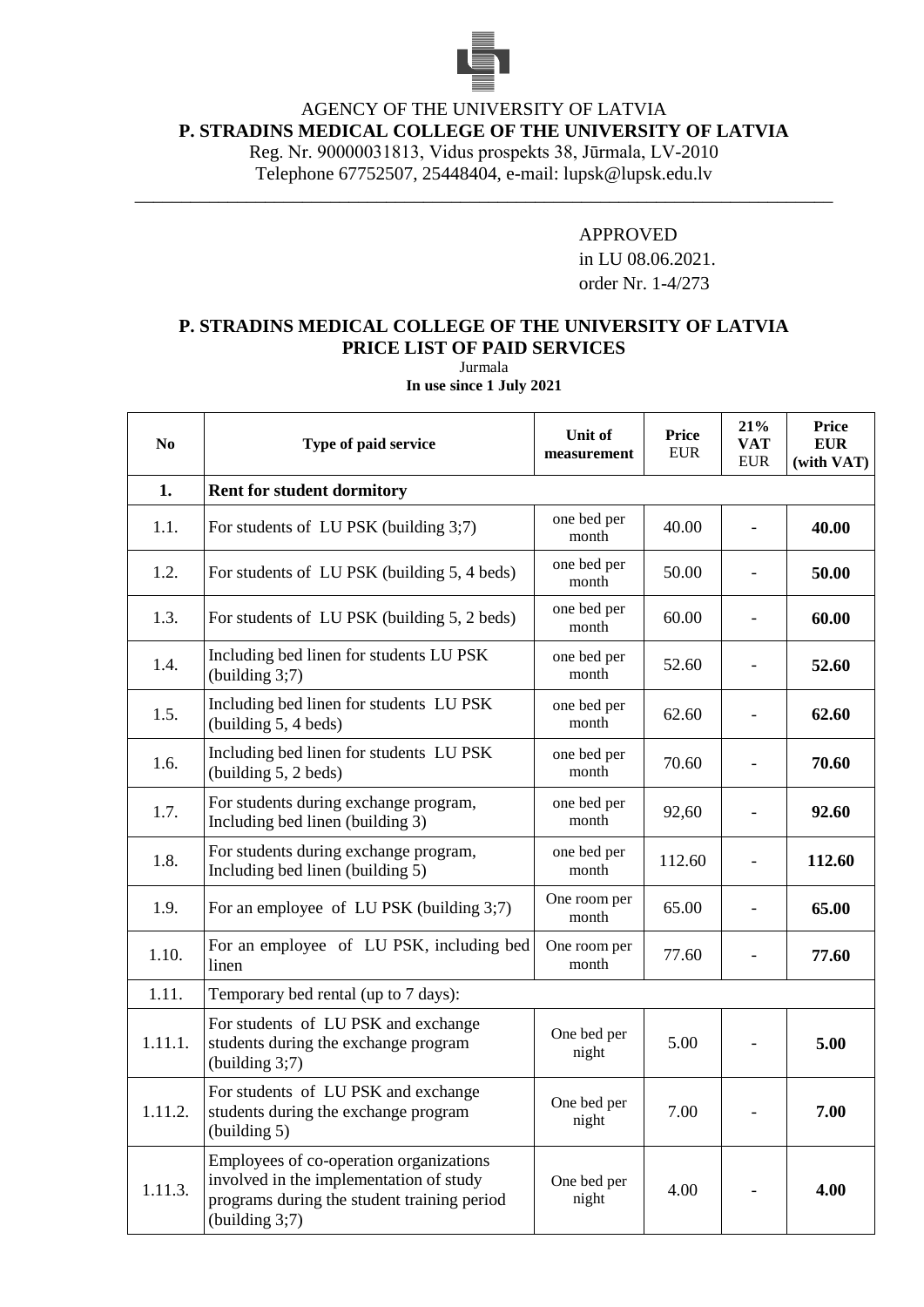AGENCY OF THE UNIVERSITY OF LATVIA

**P. STRADINS MEDICAL COLLEGE OF THE UNIVERSITY OF LATVIA**

Reg. Nr. 90000031813, Vidus prospekts 38, Jūrmala, LV-2010

Telephone 67752507, 25448404, e-mail: lupsk@lupsk.edu.lv

---

APPROVED

in LU 08.06.2021.

order Nr. 1-4/273

## P. STRADINS MEDICAL COLLEGE OF THE UNIVERSITY OF LATVIA PRICE LIST OF PAID SERVICES

Jurmala

**In use since 1 July 2021**

| No | Type of paid service | Unit of measurement | Price EUR | 21% VAT EUR | Price EUR (with VAT) |
|---|---|---|---|---|---|
| **1.** | **Rent for student dormitory** | | | | |
| 1.1. | For students of LU PSK (building 3;7) | one bed per month | 40.00 | - | **40.00** |
| 1.2. | For students of LU PSK (building 5, 4 beds) | one bed per month | 50.00 | - | **50.00** |
| 1.3. | For students of LU PSK (building 5, 2 beds) | one bed per month | 60.00 | - | **60.00** |
| 1.4. | Including bed linen for students LU PSK (building 3;7) | one bed per month | 52.60 | - | **52.60** |
| 1.5. | Including bed linen for students LU PSK (building 5, 4 beds) | one bed per month | 62.60 | - | **62.60** |
| 1.6. | Including bed linen for students LU PSK (building 5, 2 beds) | one bed per month | 70.60 | - | **70.60** |
| 1.7. | For students during exchange program, Including bed linen (building 3) | one bed per month | 92,60 | - | **92.60** |
| 1.8. | For students during exchange program, Including bed linen (building 5) | one bed per month | 112.60 | - | **112.60** |
| 1.9. | For an employee of LU PSK (building 3;7) | One room per month | 65.00 | - | **65.00** |
| 1.10. | For an employee of LU PSK, including bed linen | One room per month | 77.60 | - | **77.60** |
| 1.11. | Temporary bed rental (up to 7 days): | | | | |
| 1.11.1. | For students of LU PSK and exchange students during the exchange program (building 3;7) | One bed per night | 5.00 | - | **5.00** |
| 1.11.2. | For students of LU PSK and exchange students during the exchange program (building 5) | One bed per night | 7.00 | - | **7.00** |
| 1.11.3. | Employees of co-operation organizations involved in the implementation of study programs during the student training period (building 3;7) | One bed per night | 4.00 | - | **4.00** |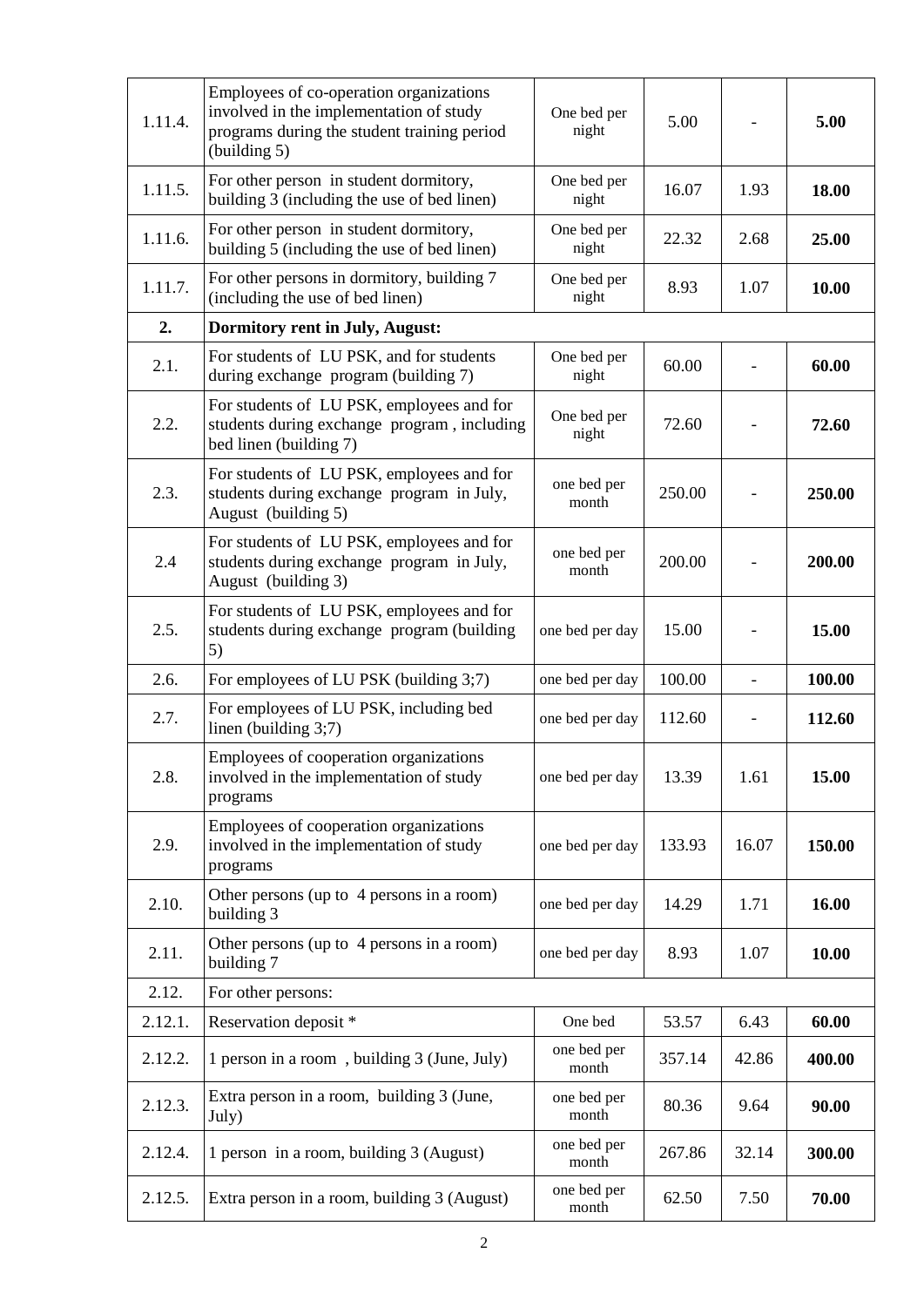| | | | | | |
|---|---|---|---|---|---|
| 1.11.4. | Employees of co-operation organizations involved in the implementation of study programs during the student training period (building 5) | One bed per night | 5.00 | - | **5.00** |
| 1.11.5. | For other person in student dormitory, building 3 (including the use of bed linen) | One bed per night | 16.07 | 1.93 | **18.00** |
| 1.11.6. | For other person in student dormitory, building 5 (including the use of bed linen) | One bed per night | 22.32 | 2.68 | **25.00** |
| 1.11.7. | For other persons in dormitory, building 7 (including the use of bed linen) | One bed per night | 8.93 | 1.07 | **10.00** |
| **2.** | **Dormitory rent in July, August:** | | | | |
| 2.1. | For students of LU PSK, and for students during exchange program (building 7) | One bed per night | 60.00 | - | **60.00** |
| 2.2. | For students of LU PSK, employees and for students during exchange program , including bed linen (building 7) | One bed per night | 72.60 | - | **72.60** |
| 2.3. | For students of LU PSK, employees and for students during exchange program in July, August (building 5) | one bed per month | 250.00 | - | **250.00** |
| 2.4 | For students of LU PSK, employees and for students during exchange program in July, August (building 3) | one bed per month | 200.00 | - | **200.00** |
| 2.5. | For students of LU PSK, employees and for students during exchange program (building 5) | one bed per day | 15.00 | - | **15.00** |
| 2.6. | For employees of LU PSK (building 3;7) | one bed per day | 100.00 | - | **100.00** |
| 2.7. | For employees of LU PSK, including bed linen (building 3;7) | one bed per day | 112.60 | - | **112.60** |
| 2.8. | Employees of cooperation organizations involved in the implementation of study programs | one bed per day | 13.39 | 1.61 | **15.00** |
| 2.9. | Employees of cooperation organizations involved in the implementation of study programs | one bed per day | 133.93 | 16.07 | **150.00** |
| 2.10. | Other persons (up to 4 persons in a room) building 3 | one bed per day | 14.29 | 1.71 | **16.00** |
| 2.11. | Other persons (up to 4 persons in a room) building 7 | one bed per day | 8.93 | 1.07 | **10.00** |
| 2.12. | For other persons: | | | | |
| 2.12.1. | Reservation deposit * | One bed | 53.57 | 6.43 | **60.00** |
| 2.12.2. | 1 person in a room , building 3 (June, July) | one bed per month | 357.14 | 42.86 | **400.00** |
| 2.12.3. | Extra person in a room, building 3 (June, July) | one bed per month | 80.36 | 9.64 | **90.00** |
| 2.12.4. | 1 person in a room, building 3 (August) | one bed per month | 267.86 | 32.14 | **300.00** |
| 2.12.5. | Extra person in a room, building 3 (August) | one bed per month | 62.50 | 7.50 | **70.00** |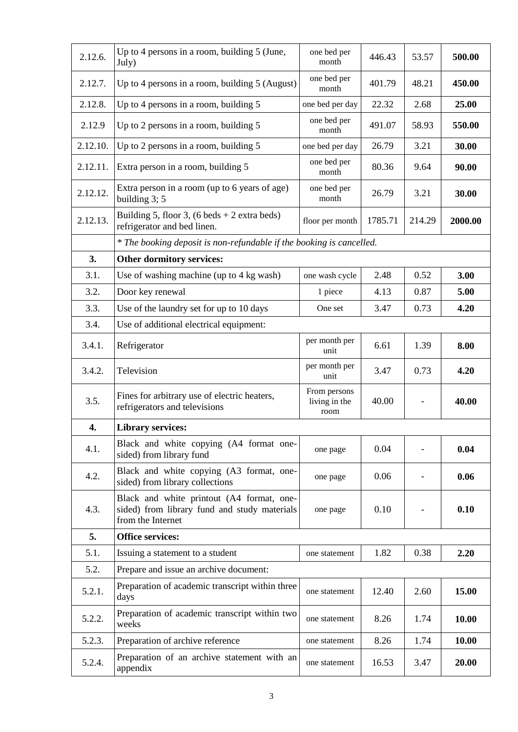| | | | | | |
|---|---|---|---|---|---|
| 2.12.6. | Up to 4 persons in a room, building 5 (June, July) | one bed per month | 446.43 | 53.57 | **500.00** |
| 2.12.7. | Up to 4 persons in a room, building 5 (August) | one bed per month | 401.79 | 48.21 | **450.00** |
| 2.12.8. | Up to 4 persons in a room, building 5 | one bed per day | 22.32 | 2.68 | **25.00** |
| 2.12.9 | Up to 2 persons in a room, building 5 | one bed per month | 491.07 | 58.93 | **550.00** |
| 2.12.10. | Up to 2 persons in a room, building 5 | one bed per day | 26.79 | 3.21 | **30.00** |
| 2.12.11. | Extra person in a room, building 5 | one bed per month | 80.36 | 9.64 | **90.00** |
| 2.12.12. | Extra person in a room (up to 6 years of age) building 3; 5 | one bed per month | 26.79 | 3.21 | **30.00** |
| 2.12.13. | Building 5, floor 3, (6 beds + 2 extra beds) refrigerator and bed linen. | floor per month | 1785.71 | 214.29 | **2000.00** |
| | *\* The booking deposit is non-refundable if the booking is cancelled.* | | | | |
| **3.** | **Other dormitory services:** | | | | |
| 3.1. | Use of washing machine (up to 4 kg wash) | one wash cycle | 2.48 | 0.52 | **3.00** |
| 3.2. | Door key renewal | 1 piece | 4.13 | 0.87 | **5.00** |
| 3.3. | Use of the laundry set for up to 10 days | One set | 3.47 | 0.73 | **4.20** |
| 3.4. | Use of additional electrical equipment: | | | | |
| 3.4.1. | Refrigerator | per month per unit | 6.61 | 1.39 | **8.00** |
| 3.4.2. | Television | per month per unit | 3.47 | 0.73 | **4.20** |
| 3.5. | Fines for arbitrary use of electric heaters, refrigerators and televisions | From persons living in the room | 40.00 | - | **40.00** |
| **4.** | **Library services:** | | | | |
| 4.1. | Black and white copying (A4 format one-sided) from library fund | one page | 0.04 | - | **0.04** |
| 4.2. | Black and white copying (A3 format, one-sided) from library collections | one page | 0.06 | - | **0.06** |
| 4.3. | Black and white printout (A4 format, one-sided) from library fund and study materials from the Internet | one page | 0.10 | - | **0.10** |
| **5.** | **Office services:** | | | | |
| 5.1. | Issuing a statement to a student | one statement | 1.82 | 0.38 | **2.20** |
| 5.2. | Prepare and issue an archive document: | | | | |
| 5.2.1. | Preparation of academic transcript within three days | one statement | 12.40 | 2.60 | **15.00** |
| 5.2.2. | Preparation of academic transcript within two weeks | one statement | 8.26 | 1.74 | **10.00** |
| 5.2.3. | Preparation of archive reference | one statement | 8.26 | 1.74 | **10.00** |
| 5.2.4. | Preparation of an archive statement with an appendix | one statement | 16.53 | 3.47 | **20.00** |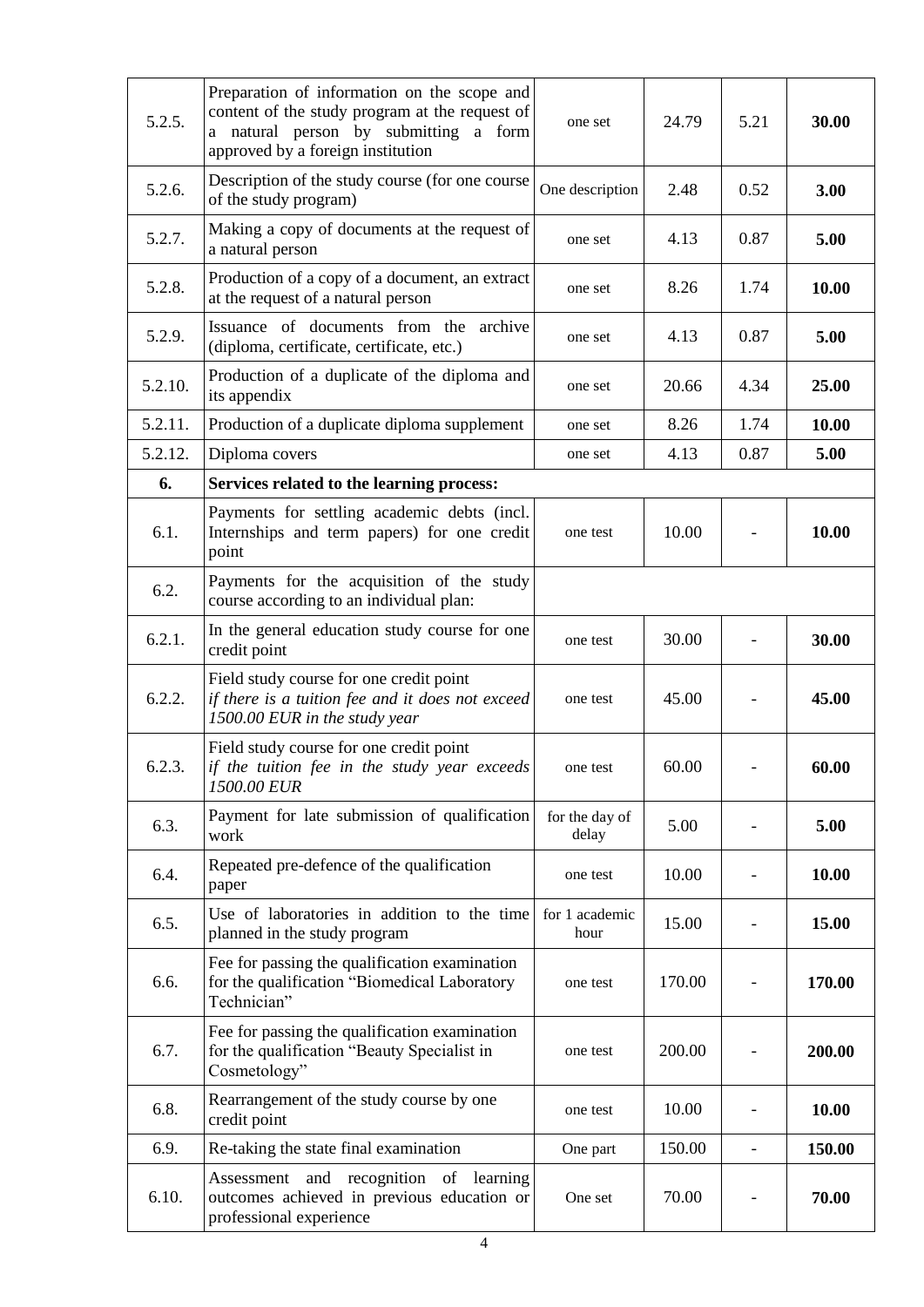| | | | | | |
|---|---|---|---|---|---|
| 5.2.5. | Preparation of information on the scope and content of the study program at the request of a natural person by submitting a form approved by a foreign institution | one set | 24.79 | 5.21 | **30.00** |
| 5.2.6. | Description of the study course (for one course of the study program) | One description | 2.48 | 0.52 | **3.00** |
| 5.2.7. | Making a copy of documents at the request of a natural person | one set | 4.13 | 0.87 | **5.00** |
| 5.2.8. | Production of a copy of a document, an extract at the request of a natural person | one set | 8.26 | 1.74 | **10.00** |
| 5.2.9. | Issuance of documents from the archive (diploma, certificate, certificate, etc.) | one set | 4.13 | 0.87 | **5.00** |
| 5.2.10. | Production of a duplicate of the diploma and its appendix | one set | 20.66 | 4.34 | **25.00** |
| 5.2.11. | Production of a duplicate diploma supplement | one set | 8.26 | 1.74 | **10.00** |
| 5.2.12. | Diploma covers | one set | 4.13 | 0.87 | **5.00** |
| **6.** | **Services related to the learning process:** | | | | |
| 6.1. | Payments for settling academic debts (incl. Internships and term papers) for one credit point | one test | 10.00 | - | **10.00** |
| 6.2. | Payments for the acquisition of the study course according to an individual plan: | | | | |
| 6.2.1. | In the general education study course for one credit point | one test | 30.00 | - | **30.00** |
| 6.2.2. | Field study course for one credit point *if there is a tuition fee and it does not exceed 1500.00 EUR in the study year* | one test | 45.00 | - | **45.00** |
| 6.2.3. | Field study course for one credit point *if the tuition fee in the study year exceeds 1500.00 EUR* | one test | 60.00 | - | **60.00** |
| 6.3. | Payment for late submission of qualification work | for the day of delay | 5.00 | - | **5.00** |
| 6.4. | Repeated pre-defence of the qualification paper | one test | 10.00 | - | **10.00** |
| 6.5. | Use of laboratories in addition to the time planned in the study program | for 1 academic hour | 15.00 | - | **15.00** |
| 6.6. | Fee for passing the qualification examination for the qualification "Biomedical Laboratory Technician" | one test | 170.00 | - | **170.00** |
| 6.7. | Fee for passing the qualification examination for the qualification "Beauty Specialist in Cosmetology" | one test | 200.00 | - | **200.00** |
| 6.8. | Rearrangement of the study course by one credit point | one test | 10.00 | - | **10.00** |
| 6.9. | Re-taking the state final examination | One part | 150.00 | - | **150.00** |
| 6.10. | Assessment and recognition of learning outcomes achieved in previous education or professional experience | One set | 70.00 | - | **70.00** |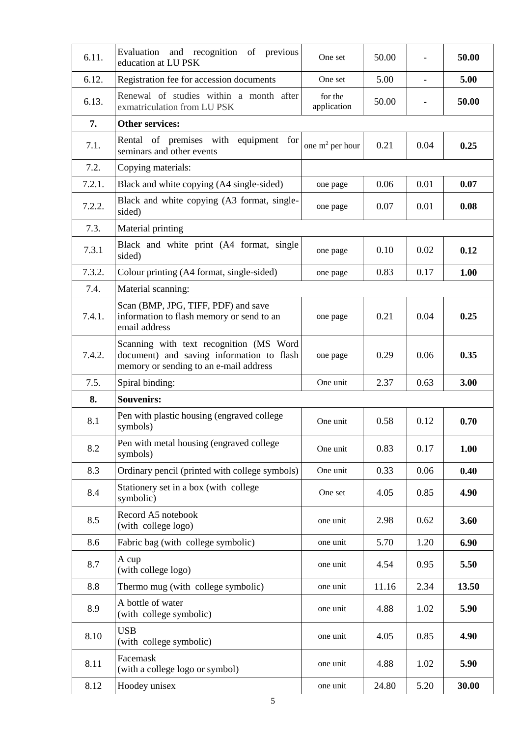| | | | | | |
|---|---|---|---|---|---|
| 6.11. | Evaluation and recognition of previous education at LU PSK | One set | 50.00 | - | **50.00** |
| 6.12. | Registration fee for accession documents | One set | 5.00 | - | **5.00** |
| 6.13. | Renewal of studies within a month after exmatriculation from LU PSK | for the application | 50.00 | - | **50.00** |
| **7.** | **Other services:** | | | | |
| 7.1. | Rental of premises with equipment for seminars and other events | one $m^2$ per hour | 0.21 | 0.04 | **0.25** |
| 7.2. | Copying materials: | | | | |
| 7.2.1. | Black and white copying (A4 single-sided) | one page | 0.06 | 0.01 | **0.07** |
| 7.2.2. | Black and white copying (A3 format, single-sided) | one page | 0.07 | 0.01 | **0.08** |
| 7.3. | Material printing | | | | |
| 7.3.1 | Black and white print (A4 format, single sided) | one page | 0.10 | 0.02 | **0.12** |
| 7.3.2. | Colour printing (A4 format, single-sided) | one page | 0.83 | 0.17 | **1.00** |
| 7.4. | Material scanning: | | | | |
| 7.4.1. | Scan (BMP, JPG, TIFF, PDF) and save information to flash memory or send to an email address | one page | 0.21 | 0.04 | **0.25** |
| 7.4.2. | Scanning with text recognition (MS Word document) and saving information to flash memory or sending to an e-mail address | one page | 0.29 | 0.06 | **0.35** |
| 7.5. | Spiral binding: | One unit | 2.37 | 0.63 | **3.00** |
| **8.** | **Souvenirs:** | | | | |
| 8.1 | Pen with plastic housing (engraved college symbols) | One unit | 0.58 | 0.12 | **0.70** |
| 8.2 | Pen with metal housing (engraved college symbols) | One unit | 0.83 | 0.17 | **1.00** |
| 8.3 | Ordinary pencil (printed with college symbols) | One unit | 0.33 | 0.06 | **0.40** |
| 8.4 | Stationery set in a box (with college symbolic) | One set | 4.05 | 0.85 | **4.90** |
| 8.5 | Record A5 notebook (with college logo) | one unit | 2.98 | 0.62 | **3.60** |
| 8.6 | Fabric bag (with college symbolic) | one unit | 5.70 | 1.20 | **6.90** |
| 8.7 | A cup (with college logo) | one unit | 4.54 | 0.95 | **5.50** |
| 8.8 | Thermo mug (with college symbolic) | one unit | 11.16 | 2.34 | **13.50** |
| 8.9 | A bottle of water (with college symbolic) | one unit | 4.88 | 1.02 | **5.90** |
| 8.10 | USB (with college symbolic) | one unit | 4.05 | 0.85 | **4.90** |
| 8.11 | Facemask (with a college logo or symbol) | one unit | 4.88 | 1.02 | **5.90** |
| 8.12 | Hoodey unisex | one unit | 24.80 | 5.20 | **30.00** |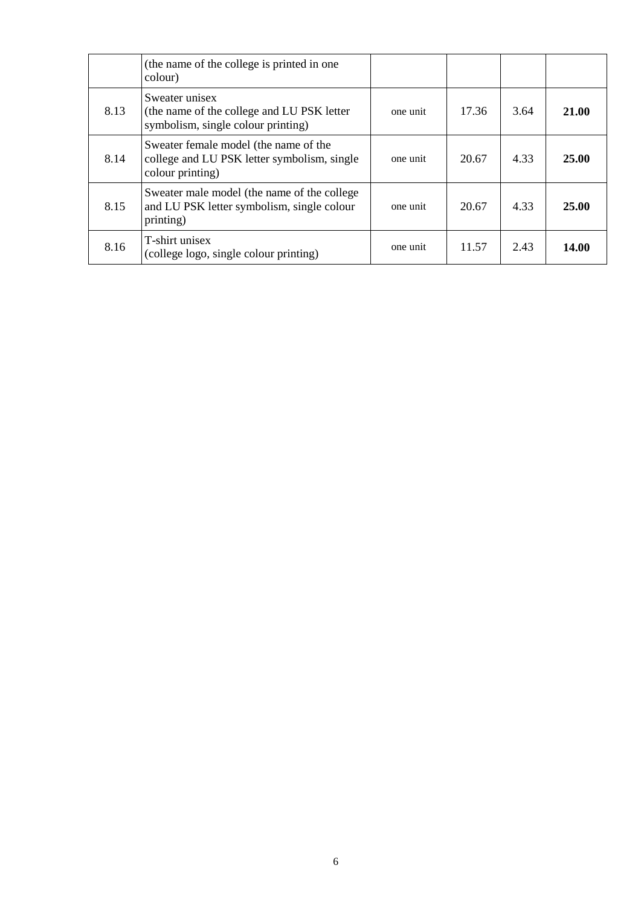| | | | | | |
|---|---|---|---|---|---|
| | (the name of the college is printed in one colour) | | | | |
| 8.13 | Sweater unisex (the name of the college and LU PSK letter symbolism, single colour printing) | one unit | 17.36 | 3.64 | **21.00** |
| 8.14 | Sweater female model (the name of the college and LU PSK letter symbolism, single colour printing) | one unit | 20.67 | 4.33 | **25.00** |
| 8.15 | Sweater male model (the name of the college and LU PSK letter symbolism, single colour printing) | one unit | 20.67 | 4.33 | **25.00** |
| 8.16 | T-shirt unisex (college logo, single colour printing) | one unit | 11.57 | 2.43 | **14.00** |